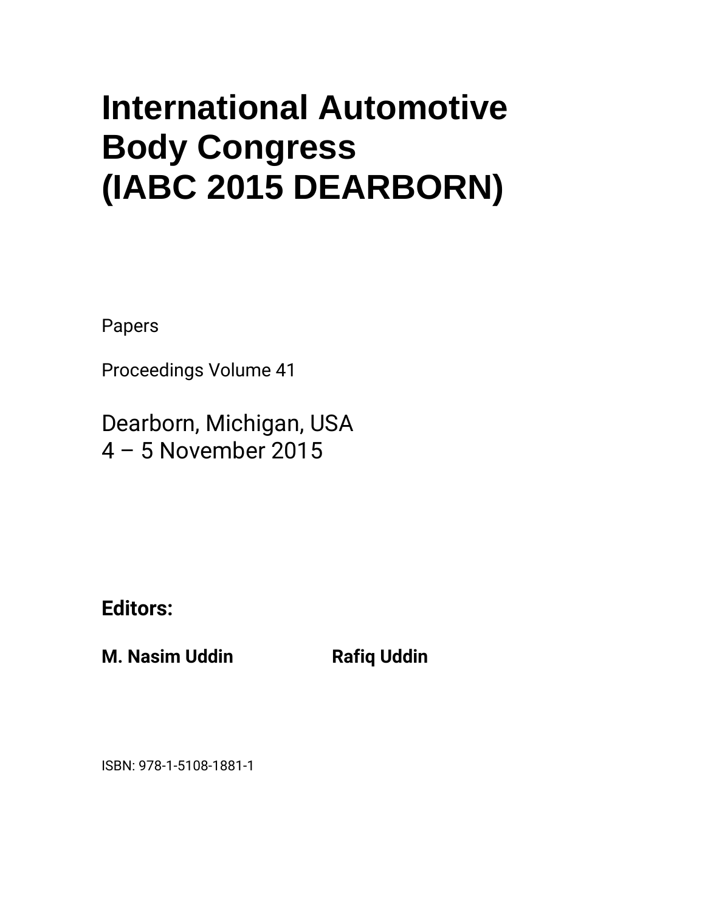# International Automotive Body Congress (IABC 2015 DEARBORN)

Papers

Proceedings Volume 41

Dearborn, Michigan, USA
4 – 5 November 2015

**Editors:**

**M. Nasim Uddin** **Rafiq Uddin**

ISBN: 978-1-5108-1881-1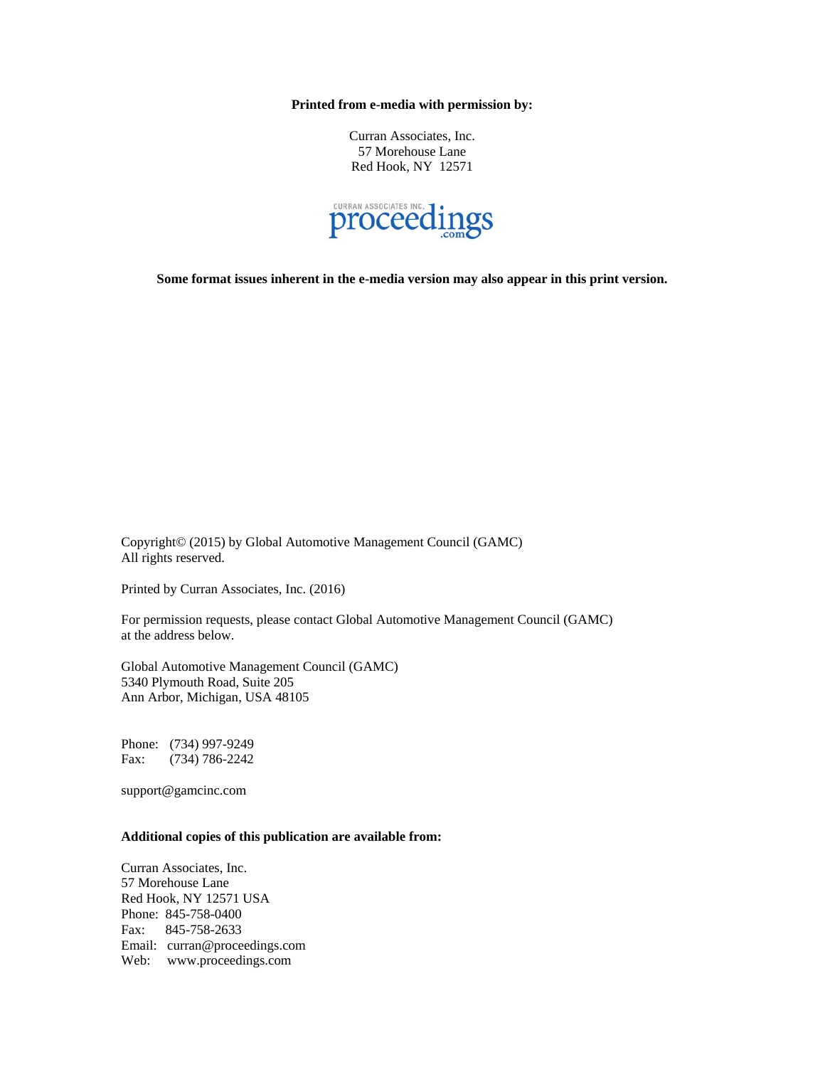**Printed from e-media with permission by:**

Curran Associates, Inc.
57 Morehouse Lane
Red Hook, NY 12571

**Some format issues inherent in the e-media version may also appear in this print version.**

Copyright© (2015) by Global Automotive Management Council (GAMC)
All rights reserved.

Printed by Curran Associates, Inc. (2016)

For permission requests, please contact Global Automotive Management Council (GAMC) at the address below.

Global Automotive Management Council (GAMC)
5340 Plymouth Road, Suite 205
Ann Arbor, Michigan, USA 48105

Phone: (734) 997-9249
Fax: (734) 786-2242

support@gamcinc.com

**Additional copies of this publication are available from:**

Curran Associates, Inc.
57 Morehouse Lane
Red Hook, NY 12571 USA
Phone: 845-758-0400
Fax: 845-758-2633
Email: curran@proceedings.com
Web: www.proceedings.com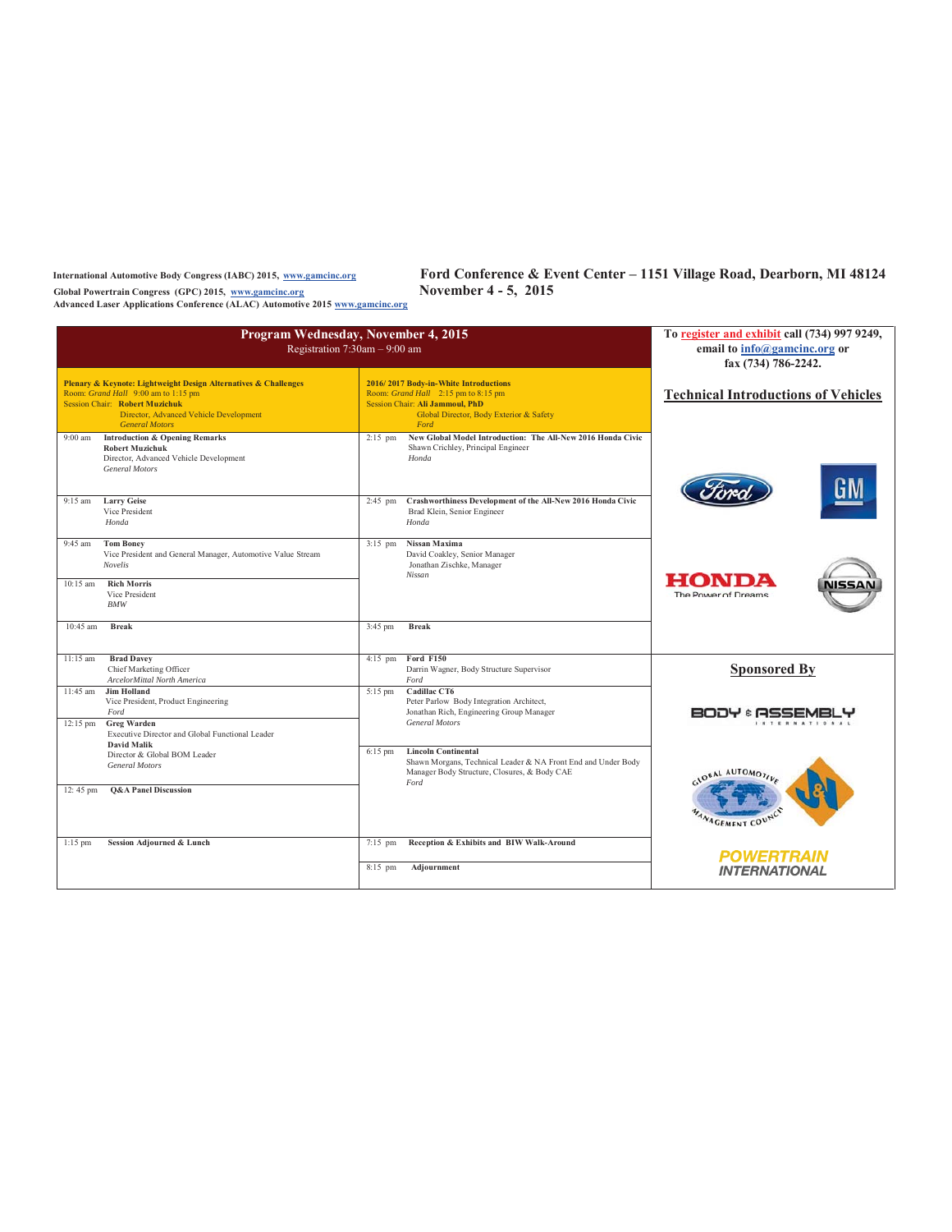**International Automotive Body Congress (IABC) 2015, www.gamcinc.org**
**Global Powertrain Congress (GPC) 2015, www.gamcinc.org**
**Advanced Laser Applications Conference (ALAC) Automotive 2015 www.gamcinc.org**

**Ford Conference & Event Center – 1151 Village Road, Dearborn, MI 48124**
**November 4 - 5, 2015**

## Program Wednesday, November 4, 2015

Registration 7:30am – 9:00 am

| Plenary & Keynote: Lightweight Design Alternatives & Challenges<br>Room: *Grand Hall* 9:00 am to 1:15 pm<br>Session Chair: **Robert Muzichuk**<br>Director, Advanced Vehicle Development<br>*General Motors* | 2016/ 2017 Body-in-White Introductions<br>Room: *Grand Hall* 2:15 pm to 8:15 pm<br>Session Chair: **Ali Jammoul, PhD**<br>Global Director, Body Exterior & Safety<br>*Ford* |
|---|---|
| 9:00 am **Introduction & Opening Remarks**<br>**Robert Muzichuk**<br>Director, Advanced Vehicle Development<br>*General Motors* | 2:15 pm **New Global Model Introduction: The All-New 2016 Honda Civic**<br>Shawn Crichley, Principal Engineer<br>*Honda* |
| 9:15 am **Larry Geise**<br>Vice President<br>*Honda* | 2:45 pm **Crashworthiness Development of the All-New 2016 Honda Civic**<br>Brad Klein, Senior Engineer<br>*Honda* |
| 9:45 am **Tom Boney**<br>Vice President and General Manager, Automotive Value Stream<br>*Novelis*<br>10:15 am **Rich Morris**<br>Vice President<br>*BMW* | 3:15 pm **Nissan Maxima**<br>David Coakley, Senior Manager<br>Jonathan Zischke, Manager<br>*Nissan* |
| 10:45 am **Break** | 3:45 pm **Break** |
| 11:15 am **Brad Davey**<br>Chief Marketing Officer<br>*ArcelorMittal North America* | 4:15 pm **Ford F150**<br>Darrin Wagner, Body Structure Supervisor<br>*Ford* |
| 11:45 am **Jim Holland**<br>Vice President, Product Engineering<br>*Ford*<br>12:15 pm **Greg Warden**<br>Executive Director and Global Functional Leader<br>**David Malik**<br>Director & Global BOM Leader<br>*General Motors* | 5:15 pm **Cadillac CT6**<br>Peter Parlow Body Integration Architect,<br>Jonathan Rich, Engineering Group Manager<br>*General Motors*<br>6:15 pm **Lincoln Continental**<br>Shawn Morgans, Technical Leader & NA Front End and Under Body Manager Body Structure, Closures, & Body CAE<br>*Ford* |
| 12: 45 pm **Q&A Panel Discussion** | |
| 1:15 pm **Session Adjourned & Lunch** | 7:15 pm **Reception & Exhibits and BIW Walk-Around**<br>8:15 pm **Adjournment** |

**To register and exhibit call (734) 997 9249, email to info@gamcinc.org or fax (734) 786-2242.**

**Technical Introductions of Vehicles**

Ford | GM | HONDA The Power of Dreams | NISSAN

**Sponsored By**

BODY & ASSEMBLY INTERNATIONAL

GLOBAL AUTOMOTIVE MANAGEMENT COUNCIL

POWERTRAIN INTERNATIONAL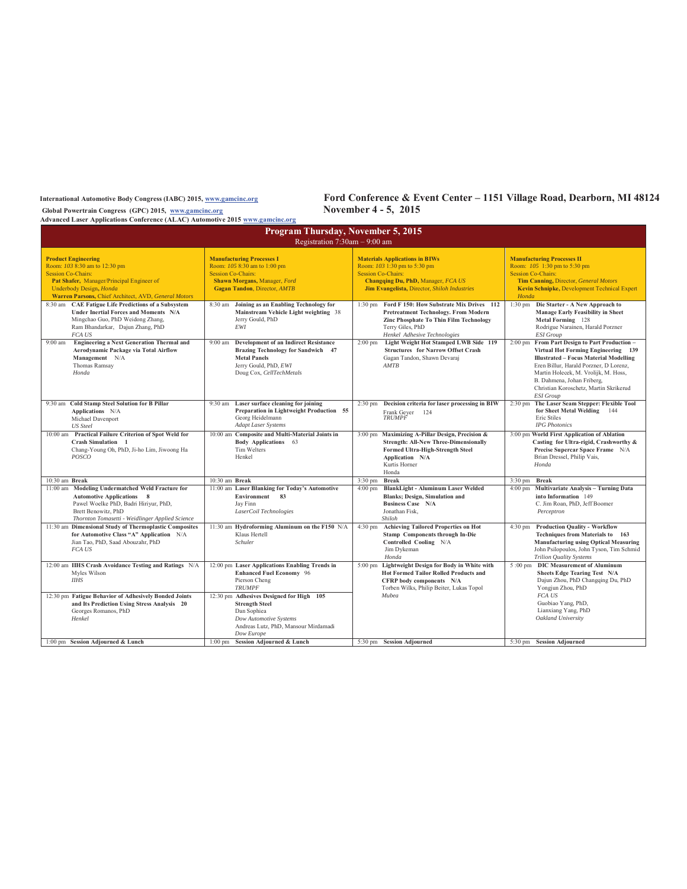International Automotive Body Congress (IABC) 2015, www.gamcinc.org

Global Powertrain Congress (GPC) 2015, www.gamcinc.org

Advanced Laser Applications Conference (ALAC) Automotive 2015 www.gamcinc.org

**Ford Conference & Event Center – 1151 Village Road, Dearborn, MI 48124**
**November 4 - 5, 2015**

## Program Thursday, November 5, 2015

Registration 7:30am – 9:00 am

| **Product Engineering** Room: *103* 8:30 am to 12:30 pm Session Co-Chairs: **Pat Shafer**, Manager/Principal Engineer of Underbody Design, *Honda* **Warren Parsons**, Chief Architect, AVD, *General Motors* | **Manufacturing Processes I** Room: *105* 8:30 am to 1:00 pm Session Co-Chairs: **Shawn Morgans**, Manager, *Ford* **Gagan Tandon**, Director, *AMTB* | **Materials Applications in BIWs** Room: *103* 1:30 pm to 5:30 pm Session Co-Chairs: **Changqing Du, PhD**, Manager, *FCA US* **Jim Evangelista**, Director, *Shiloh Industries* | **Manufacturing Processes II** Room: *105* 1:30 pm to 5:30 pm Session Co-Chairs: **Tim Canning**, Director, *General Motors* **Kevin Schnipke**, Development Technical Expert *Honda* |
|---|---|---|---|
| 8:30 am **CAE Fatigue Life Predictions of a Subsystem Under Inertial Forces and Moments N/A** Mingchao Guo, PhD Weidong Zhang, Ram Bhandarkar, Dajun Zhang, PhD *FCA US* | 8:30 am **Joining as an Enabling Technology for Mainstream Vehicle Light weighting** 38 Jerry Gould, PhD *EWI* | 1:30 pm **Ford F 150: How Substrate Mix Drives 112 Pretreatment Technology. From Modern Zinc Phosphate To Thin Film Technology** Terry Giles, PhD *Henkel Adhesive Technologies* | 1:30 pm **Die Starter - A New Approach to Manage Early Feasibility in Sheet Metal Forming** 128 Rodrigue Narainen, Harald Porzner *ESI Group* |
| 9:00 am **Engineering a Next Generation Thermal and Aerodynamic Package via Total Airflow Management** N/A Thomas Ramsay *Honda* | 9:00 am **Development of an Indirect Resistance Brazing Technology for Sandwich 47 Metal Panels** Jerry Gould, PhD, *EWI* Doug Cox, *CellTechMetals* | 2:00 pm **Light Weight Hot Stamped LWB Side 119 Structures for Narrow Offset Crash** Gagan Tandon, Shawn Devaraj *AMTB* | 2:00 pm **From Part Design to Part Production – Virtual Hot Forming Engineering 139 Illustrated – Focus Material Modelling** Eren Billur, Harald Porzner, D Lorenz, Martin Holecek, M. Vrolijk, M. Hoss, B. Dahmena, Johan Friberg, Christian Koroschetz, Martin Skrikerud *ESI Group* |
| 9:30 am **Cold Stamp Steel Solution for B Pillar Applications** N/A Michael Davenport *US Steel* | 9:30 am **Laser surface cleaning for joining Preparation in Lightweight Production 55** Georg Heidelmann *Adapt Laser Systems* | 2:30 pm **Decision criteria for laser processing in BIW** Frank Geyer 124 *TRUMPF* | 2:30 pm **The Laser Seam Stepper: Flexible Tool for Sheet Metal Welding** 144 Eric Stiles *IPG Photonics* |
| 10:00 am **Practical Failure Criterion of Spot Weld for Crash Simulation 1** Chang-Young Oh, PhD, Ji-ho Lim, Jiwoong Ha *POSCO* | 10:00 am **Composite and Multi-Material Joints in Body Applications** 63 Tim Welters Henkel | 3:00 pm **Maximizing A-Pillar Design, Precision & Strength: All-New Three-Dimensionally Formed Ultra-High-Strength Steel Application N/A** Kurtis Horner Honda | 3:00 pm **World First Application of Ablation Casting for Ultra-rigid, Crashworthy & Precise Supercar Space Frame** N/A Brian Dressel, Philip Vais, *Honda* |
| 10:30 am **Break** | 10:30 am **Break** | 3:30 pm **Break** | 3:30 pm **Break** |
| 11:00 am **Modeling Undermatched Weld Fracture for Automotive Applications 8** Pawel Woelke PhD, Badri Hiriyur, PhD, Brett Benowitz, PhD *Thornton Tomasetti - Weidlinger Applied Science* | 11:00 am **Laser Blanking for Today's Automotive Environment 83** Jay Finn *LaserCoil Technologies* | 4:00 pm **BlankLight - Aluminum Laser Welded Blanks; Design, Simulation and Business Case N/A** Jonathan Fisk, *Shiloh* | 4:00 pm **Multivariate Analysis – Turning Data into Information** 149 C. Jim Roan, PhD, Jeff Boomer *Perceptron* |
| 11:30 am **Dimensional Study of Thermoplastic Composites for Automotive Class "A" Application** N/A Jian Tao, PhD, Saad Abouzahr, PhD *FCA US* | 11:30 am **Hydroforming Aluminum on the F150** N/A Klaus Hertell *Schuler* | 4:30 pm **Achieving Tailored Properties on Hot Stamp Components through In-Die Controlled Cooling N/A** Jim Dykeman *Honda* | 4:30 pm **Production Quality - Workflow Techniques from Materials to 163 Manufacturing using Optical Measuring** John Psilopoulos, John Tyson, Tim Schmid *Trilion Quality Systems* |
| 12:00 am **IIHS Crash Avoidance Testing and Ratings** N/A Myles Wilson *IIHS* | 12:00 pm **Laser Applications Enabling Trends in Enhanced Fuel Economy** 96 Pierson Cheng *TRUMPF* | 5:00 pm **Lightweight Design for Body in White with Hot Formed Tailor Rolled Products and CFRP body components N/A** Torben Wilks, Philip Beiter, Lukas Topol *Mubea* | 5 :00 pm **DIC Measurement of Aluminum Sheets Edge Tearing Test N/A** Dajun Zhou, PhD Changqing Du, PhD Yongjun Zhou, PhD *FCA US* Guobiao Yang, PhD, Lianxiang Yang, PhD *Oakland University* |
| 12:30 pm **Fatigue Behavior of Adhesively Bonded Joints and Its Prediction Using Stress Analysis 20** Georges Romanos, PhD *Henkel* | 12:30 pm **Adhesives Designed for High 105 Strength Steel** Dan Sophiea *Dow Automotive Systems* Andreas Lutz, PhD, Mansour Mirdamadi *Dow Europe* | | |
| 1:00 pm **Session Adjourned & Lunch** | 1:00 pm **Session Adjourned & Lunch** | 5:30 pm **Session Adjourned** | 5:30 pm **Session Adjourned** |